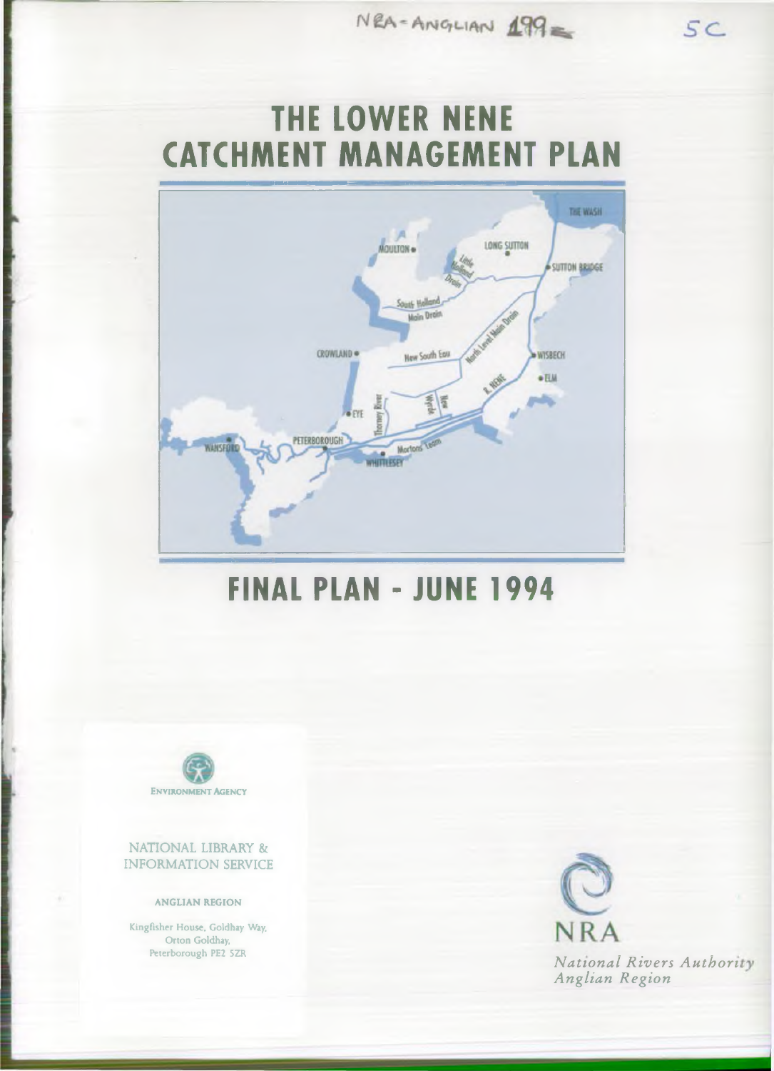NRA-ANGLIAN 199

5C

# THE LOWER NENE CATCHMENT MANAGEMENT PLAN

## FINAL PLAN - JUNE 1994

ENVIRONMENT AGENCY

NATIONAL LIBRARY & INFORMATION SERVICE

ANGLIAN REGION

Kingfisher House, Goldhay Way, Orton Goldhay, Peterborough PE2 5ZR

NRA

*National Rivers Authority Anglian Region*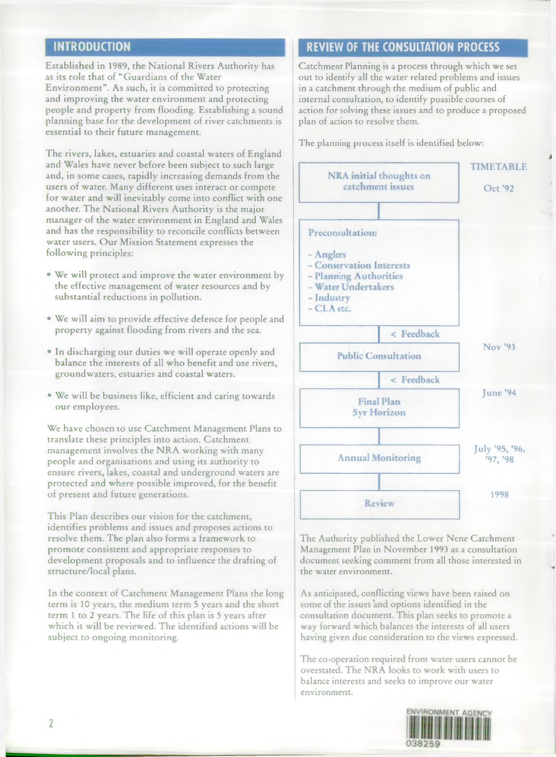## INTRODUCTION

Established in 1989, the National Rivers Authority has as its role that of "Guardians of the Water Environment". As such, it is committed to protecting and improving the water environment and protecting people and property from flooding. Establishing a sound planning base for the development of river catchments is essential to their future management.

The rivers, lakes, estuaries and coastal waters of England and Wales have never before been subject to such large and, in some cases, rapidly increasing demands from the users of water. Many different uses interact or compete for water and will inevitably come into conflict with one another. The National Rivers Authority is the major manager of the water environment in England and Wales and has the responsibility to reconcile conflicts between water users. Our Mission Statement expresses the following principles:

- We will protect and improve the water environment by the effective management of water resources and by substantial reductions in pollution.
- We will aim to provide effective defence for people and property against flooding from rivers and the sea.
- In discharging our duties we will operate openly and balance the interests of all who benefit and use rivers, groundwaters, estuaries and coastal waters.
- We will be business like, efficient and caring towards our employees.

We have chosen to use Catchment Management Plans to translate these principles into action. Catchment management involves the NRA working with many people and organisations and using its authority to ensure rivers, lakes, coastal and underground waters are protected and where possible improved, for the benefit of present and future generations.

This Plan describes our vision for the catchment, identifies problems and issues and proposes actions to resolve them. The plan also forms a framework to promote consistent and appropriate responses to development proposals and to influence the drafting of structure/local plans.

In the context of Catchment Management Plans the long term is 10 years, the medium term 5 years and the short term 1 to 2 years. The life of this plan is 5 years after which it will be reviewed. The identified actions will be subject to ongoing monitoring.

## REVIEW OF THE CONSULTATION PROCESS

Catchment Planning is a process through which we set out to identify all the water related problems and issues in a catchment through the medium of public and internal consultation, to identify possible courses of action for solving these issues and to produce a proposed plan of action to resolve them.

The planning process itself is identified below:

| Stage | TIMETABLE |
|---|---|
| NRA initial thoughts on catchment issues | Oct '92 |
| Preconsultation: - Anglers - Conservation Interests - Planning Authorities - Water Undertakers - Industry - CLA etc. | |
| < Feedback | |
| Public Consultation | Nov '93 |
| < Feedback | |
| Final Plan 5yr Horizon | June '94 |
| Annual Monitoring | July '95, '96, '97, '98 |
| Review | 1998 |

The Authority published the Lower Nene Catchment Management Plan in November 1993 as a consultation document seeking comment from all those interested in the water environment.

As anticipated, conflicting views have been raised on some of the issues and options identified in the consultation document. This plan seeks to promote a way forward which balances the interests of all users having given due consideration to the views expressed.

The co-operation required from water users cannot be overstated. The NRA looks to work with users to balance interests and seeks to improve our water environment.

ENVIRONMENT AGENCY
038259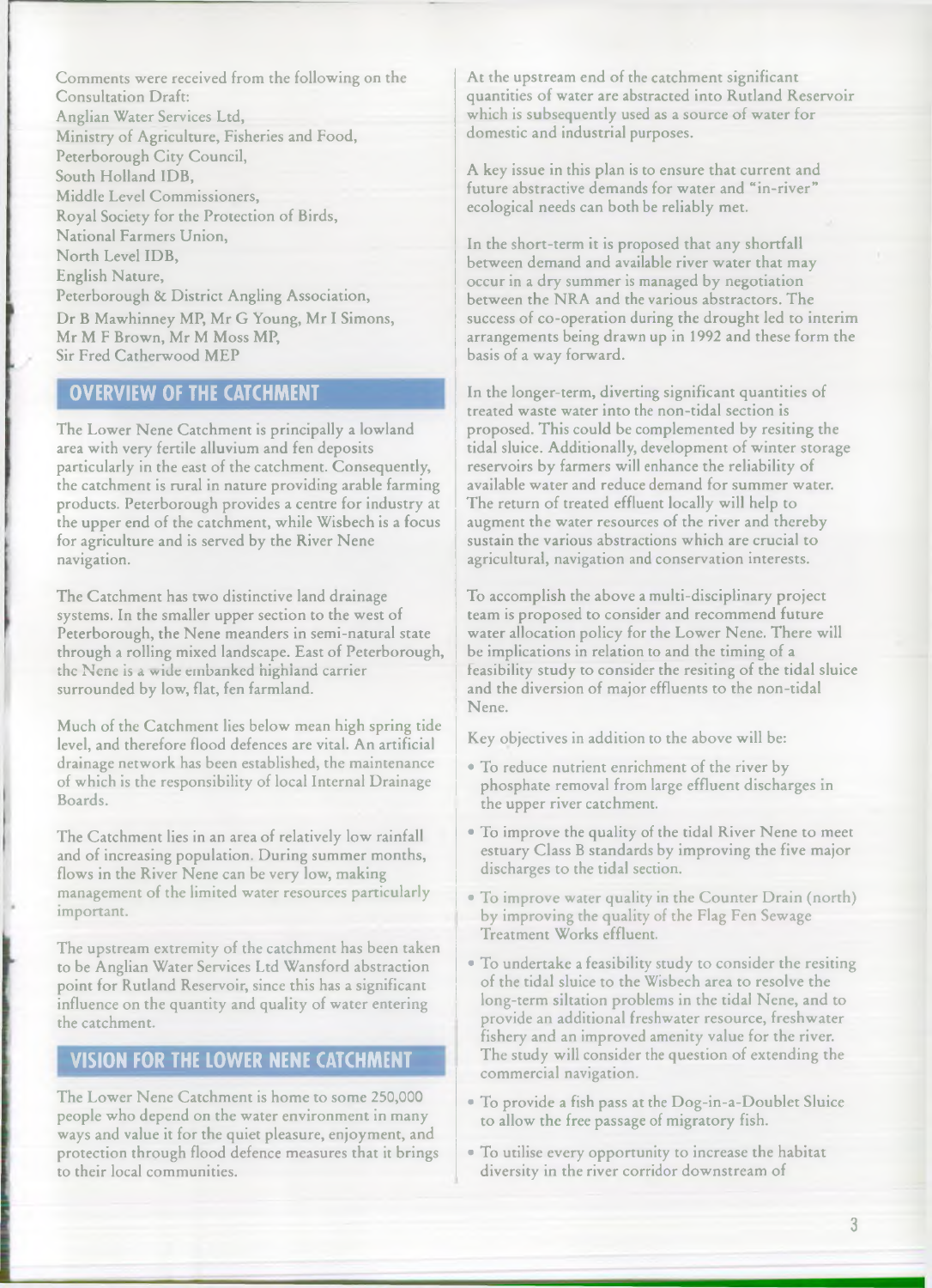Comments were received from the following on the Consultation Draft:
Anglian Water Services Ltd,
Ministry of Agriculture, Fisheries and Food,
Peterborough City Council,
South Holland IDB,
Middle Level Commissioners,
Royal Society for the Protection of Birds,
National Farmers Union,
North Level IDB,
English Nature,
Peterborough & District Angling Association,
Dr B Mawhinney MP, Mr G Young, Mr I Simons, Mr M F Brown, Mr M Moss MP,
Sir Fred Catherwood MEP

## OVERVIEW OF THE CATCHMENT

The Lower Nene Catchment is principally a lowland area with very fertile alluvium and fen deposits particularly in the east of the catchment. Consequently, the catchment is rural in nature providing arable farming products. Peterborough provides a centre for industry at the upper end of the catchment, while Wisbech is a focus for agriculture and is served by the River Nene navigation.

The Catchment has two distinctive land drainage systems. In the smaller upper section to the west of Peterborough, the Nene meanders in semi-natural state through a rolling mixed landscape. East of Peterborough, the Nene is a wide embanked highland carrier surrounded by low, flat, fen farmland.

Much of the Catchment lies below mean high spring tide level, and therefore flood defences are vital. An artificial drainage network has been established, the maintenance of which is the responsibility of local Internal Drainage Boards.

The Catchment lies in an area of relatively low rainfall and of increasing population. During summer months, flows in the River Nene can be very low, making management of the limited water resources particularly important.

The upstream extremity of the catchment has been taken to be Anglian Water Services Ltd Wansford abstraction point for Rutland Reservoir, since this has a significant influence on the quantity and quality of water entering the catchment.

## VISION FOR THE LOWER NENE CATCHMENT

The Lower Nene Catchment is home to some 250,000 people who depend on the water environment in many ways and value it for the quiet pleasure, enjoyment, and protection through flood defence measures that it brings to their local communities.

At the upstream end of the catchment significant quantities of water are abstracted into Rutland Reservoir which is subsequently used as a source of water for domestic and industrial purposes.

A key issue in this plan is to ensure that current and future abstractive demands for water and "in-river" ecological needs can both be reliably met.

In the short-term it is proposed that any shortfall between demand and available river water that may occur in a dry summer is managed by negotiation between the NRA and the various abstractors. The success of co-operation during the drought led to interim arrangements being drawn up in 1992 and these form the basis of a way forward.

In the longer-term, diverting significant quantities of treated waste water into the non-tidal section is proposed. This could be complemented by resiting the tidal sluice. Additionally, development of winter storage reservoirs by farmers will enhance the reliability of available water and reduce demand for summer water. The return of treated effluent locally will help to augment the water resources of the river and thereby sustain the various abstractions which are crucial to agricultural, navigation and conservation interests.

To accomplish the above a multi-disciplinary project team is proposed to consider and recommend future water allocation policy for the Lower Nene. There will be implications in relation to and the timing of a feasibility study to consider the resiting of the tidal sluice and the diversion of major effluents to the non-tidal Nene.

Key objectives in addition to the above will be:

- To reduce nutrient enrichment of the river by phosphate removal from large effluent discharges in the upper river catchment.
- To improve the quality of the tidal River Nene to meet estuary Class B standards by improving the five major discharges to the tidal section.
- To improve water quality in the Counter Drain (north) by improving the quality of the Flag Fen Sewage Treatment Works effluent.
- To undertake a feasibility study to consider the resiting of the tidal sluice to the Wisbech area to resolve the long-term siltation problems in the tidal Nene, and to provide an additional freshwater resource, freshwater fishery and an improved amenity value for the river. The study will consider the question of extending the commercial navigation.
- To provide a fish pass at the Dog-in-a-Doublet Sluice to allow the free passage of migratory fish.
- To utilise every opportunity to increase the habitat diversity in the river corridor downstream of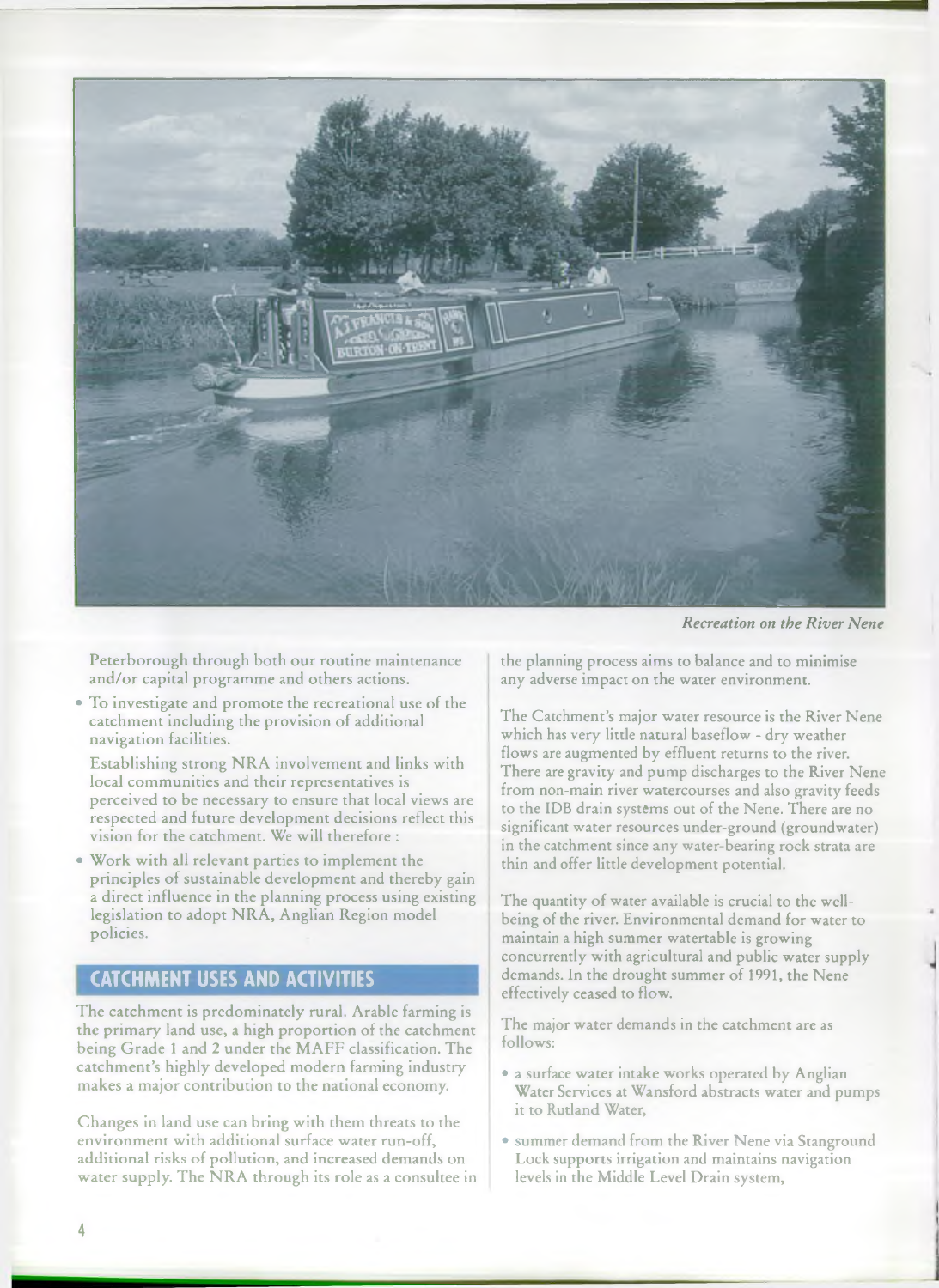*Recreation on the River Nene*

Peterborough through both our routine maintenance and/or capital programme and others actions.

- To investigate and promote the recreational use of the catchment including the provision of additional navigation facilities.

  Establishing strong NRA involvement and links with local communities and their representatives is perceived to be necessary to ensure that local views are respected and future development decisions reflect this vision for the catchment. We will therefore :

- Work with all relevant parties to implement the principles of sustainable development and thereby gain a direct influence in the planning process using existing legislation to adopt NRA, Anglian Region model policies.

## CATCHMENT USES AND ACTIVITIES

The catchment is predominately rural. Arable farming is the primary land use, a high proportion of the catchment being Grade 1 and 2 under the MAFF classification. The catchment's highly developed modern farming industry makes a major contribution to the national economy.

Changes in land use can bring with them threats to the environment with additional surface water run-off, additional risks of pollution, and increased demands on water supply. The NRA through its role as a consultee in the planning process aims to balance and to minimise any adverse impact on the water environment.

The Catchment's major water resource is the River Nene which has very little natural baseflow - dry weather flows are augmented by effluent returns to the river. There are gravity and pump discharges to the River Nene from non-main river watercourses and also gravity feeds to the IDB drain systems out of the Nene. There are no significant water resources under-ground (groundwater) in the catchment since any water-bearing rock strata are thin and offer little development potential.

The quantity of water available is crucial to the well-being of the river. Environmental demand for water to maintain a high summer watertable is growing concurrently with agricultural and public water supply demands. In the drought summer of 1991, the Nene effectively ceased to flow.

The major water demands in the catchment are as follows:

- a surface water intake works operated by Anglian Water Services at Wansford abstracts water and pumps it to Rutland Water,
- summer demand from the River Nene via Stanground Lock supports irrigation and maintains navigation levels in the Middle Level Drain system,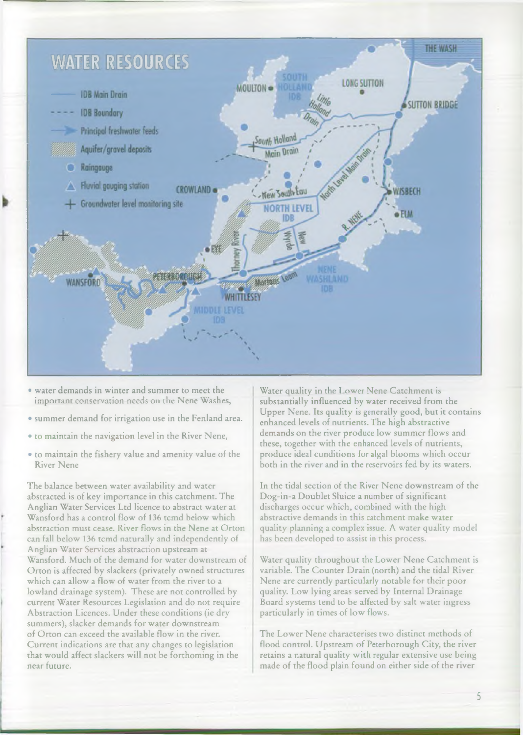## WATER RESOURCES

- IDB Main Drain
- IDB Boundary
- Principal freshwater feeds
- Aquifer/gravel deposits
- Raingauge
- Fluvial gauging station
- Groundwater level monitoring site

- water demands in winter and summer to meet the important conservation needs on the Nene Washes,
- summer demand for irrigation use in the Fenland area.
- to maintain the navigation level in the River Nene,
- to maintain the fishery value and amenity value of the River Nene

The balance between water availability and water abstracted is of key importance in this catchment. The Anglian Water Services Ltd licence to abstract water at Wansford has a control flow of 136 tcmd below which abstraction must cease. River flows in the Nene at Orton can fall below 136 tcmd naturally and independently of Anglian Water Services abstraction upstream at Wansford. Much of the demand for water downstream of Orton is affected by slackers (privately owned structures which can allow a flow of water from the river to a lowland drainage system). These are not controlled by current Water Resources Legislation and do not require Abstraction Licences. Under these conditions (ie dry summers), slacker demands for water downstream of Orton can exceed the available flow in the river. Current indications are that any changes to legislation that would affect slackers will not be forthcoming in the near future.

Water quality in the Lower Nene Catchment is substantially influenced by water received from the Upper Nene. Its quality is generally good, but it contains enhanced levels of nutrients. The high abstractive demands on the river produce low summer flows and these, together with the enhanced levels of nutrients, produce ideal conditions for algal blooms which occur both in the river and in the reservoirs fed by its waters.

In the tidal section of the River Nene downstream of the Dog-in-a Doublet Sluice a number of significant discharges occur which, combined with the high abstractive demands in this catchment make water quality planning a complex issue. A water quality model has been developed to assist in this process.

Water quality throughout the Lower Nene Catchment is variable. The Counter Drain (north) and the tidal River Nene are currently particularly notable for their poor quality. Low lying areas served by Internal Drainage Board systems tend to be affected by salt water ingress particularly in times of low flows.

The Lower Nene characterises two distinct methods of flood control. Upstream of Peterborough City, the river retains a natural quality with regular extensive use being made of the flood plain found on either side of the river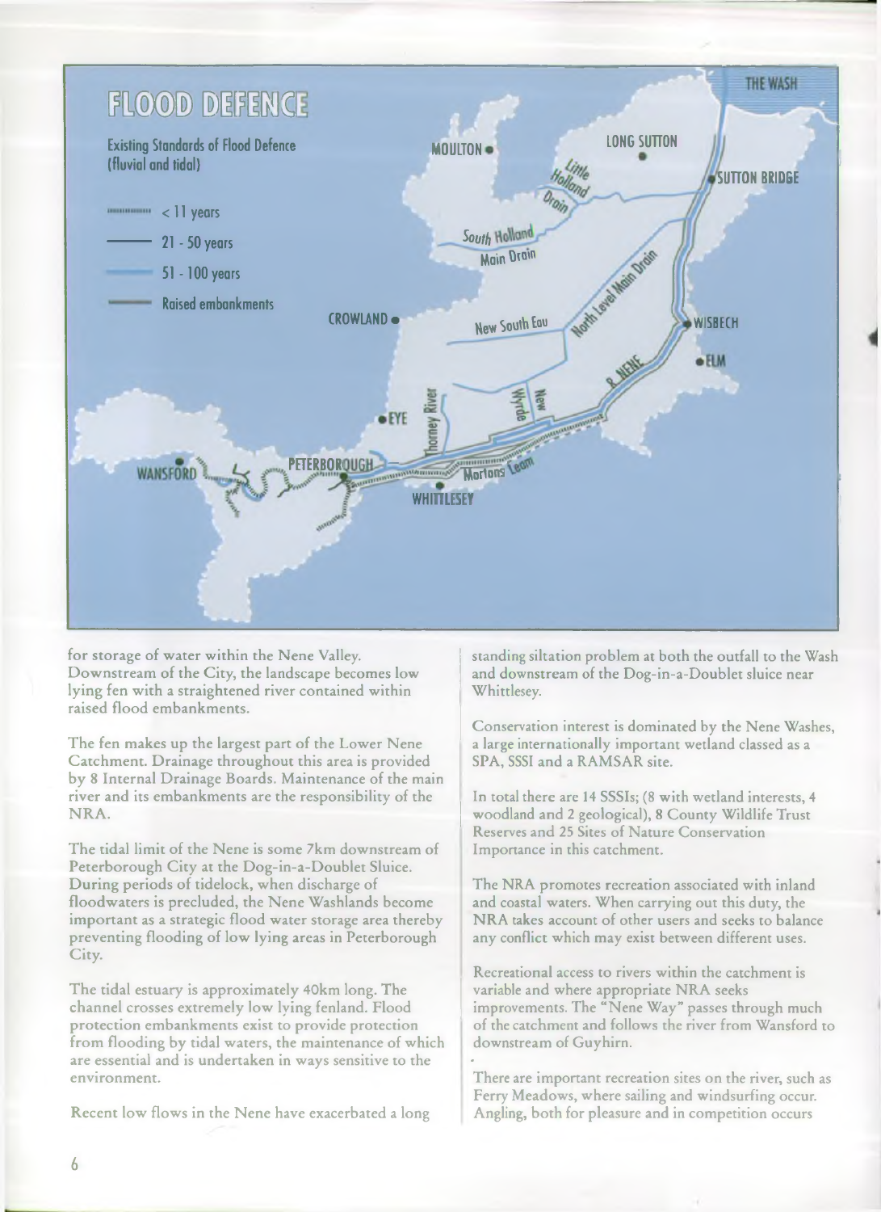## FLOOD DEFENCE

Existing Standards of Flood Defence (fluvial and tidal)

- < 11 years
- 21 - 50 years
- 51 - 100 years
- Raised embankments

for storage of water within the Nene Valley. Downstream of the City, the landscape becomes low lying fen with a straightened river contained within raised flood embankments.

The fen makes up the largest part of the Lower Nene Catchment. Drainage throughout this area is provided by 8 Internal Drainage Boards. Maintenance of the main river and its embankments are the responsibility of the NRA.

The tidal limit of the Nene is some 7km downstream of Peterborough City at the Dog-in-a-Doublet Sluice. During periods of tidelock, when discharge of floodwaters is precluded, the Nene Washlands become important as a strategic flood water storage area thereby preventing flooding of low lying areas in Peterborough City.

The tidal estuary is approximately 40km long. The channel crosses extremely low lying fenland. Flood protection embankments exist to provide protection from flooding by tidal waters, the maintenance of which are essential and is undertaken in ways sensitive to the environment.

Recent low flows in the Nene have exacerbated a long standing siltation problem at both the outfall to the Wash and downstream of the Dog-in-a-Doublet sluice near Whittlesey.

Conservation interest is dominated by the Nene Washes, a large internationally important wetland classed as a SPA, SSSI and a RAMSAR site.

In total there are 14 SSSIs; (8 with wetland interests, 4 woodland and 2 geological), 8 County Wildlife Trust Reserves and 25 Sites of Nature Conservation Importance in this catchment.

The NRA promotes recreation associated with inland and coastal waters. When carrying out this duty, the NRA takes account of other users and seeks to balance any conflict which may exist between different uses.

Recreational access to rivers within the catchment is variable and where appropriate NRA seeks improvements. The "Nene Way" passes through much of the catchment and follows the river from Wansford to downstream of Guyhirn.

There are important recreation sites on the river, such as Ferry Meadows, where sailing and windsurfing occur. Angling, both for pleasure and in competition occurs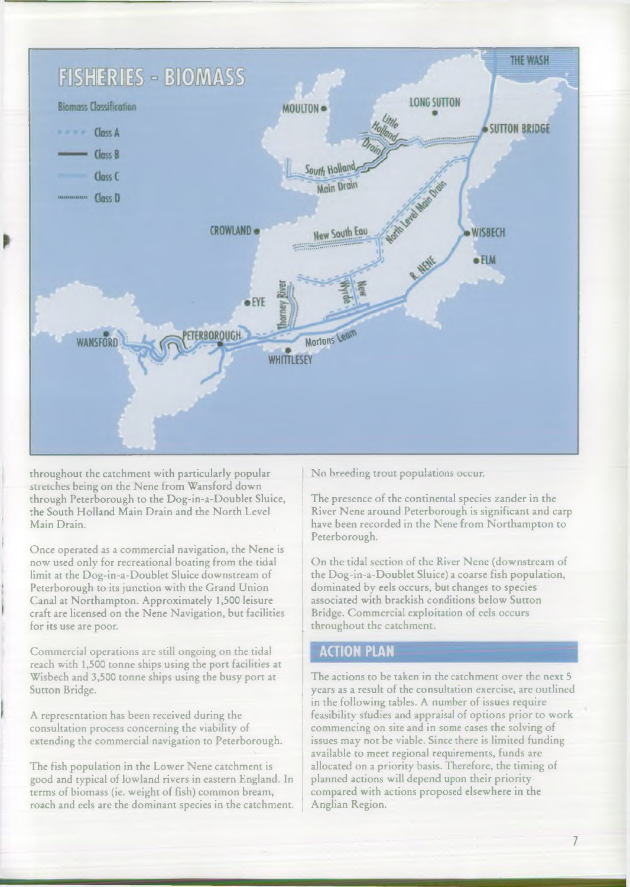## FISHERIES - BIOMASS

Biomass Classification

- Class A
- Class B
- Class C
- Class D

THE WASH, MOULTON, LONG SUTTON, SUTTON BRIDGE, Little Holland Drain, South Holland Main Drain, CROWLAND, New South Eau, North Level Main Drain, WISBECH, ELM, R. NENE, EYE, Thorney River, Wryde, New, WANSFORD, PETERBOROUGH, WHITTLESEY, Mortons Leam

throughout the catchment with particularly popular stretches being on the Nene from Wansford down through Peterborough to the Dog-in-a-Doublet Sluice, the South Holland Main Drain and the North Level Main Drain.

Once operated as a commercial navigation, the Nene is now used only for recreational boating from the tidal limit at the Dog-in-a-Doublet Sluice downstream of Peterborough to its junction with the Grand Union Canal at Northampton. Approximately 1,500 leisure craft are licensed on the Nene Navigation, but facilities for its use are poor.

Commercial operations are still ongoing on the tidal reach with 1,500 tonne ships using the port facilities at Wisbech and 3,500 tonne ships using the busy port at Sutton Bridge.

A representation has been received during the consultation process concerning the viability of extending the commercial navigation to Peterborough.

The fish population in the Lower Nene catchment is good and typical of lowland rivers in eastern England. In terms of biomass (ie. weight of fish) common bream, roach and eels are the dominant species in the catchment. No breeding trout populations occur.

The presence of the continental species zander in the River Nene around Peterborough is significant and carp have been recorded in the Nene from Northampton to Peterborough.

On the tidal section of the River Nene (downstream of the Dog-in-a-Doublet Sluice) a coarse fish population, dominated by eels occurs, but changes to species associated with brackish conditions below Sutton Bridge. Commercial exploitation of eels occurs throughout the catchment.

## ACTION PLAN

The actions to be taken in the catchment over the next 5 years as a result of the consultation exercise, are outlined in the following tables. A number of issues require feasibility studies and appraisal of options prior to work commencing on site and in some cases the solving of issues may not be viable. Since there is limited funding available to meet regional requirements, funds are allocated on a priority basis. Therefore, the timing of planned actions will depend upon their priority compared with actions proposed elsewhere in the Anglian Region.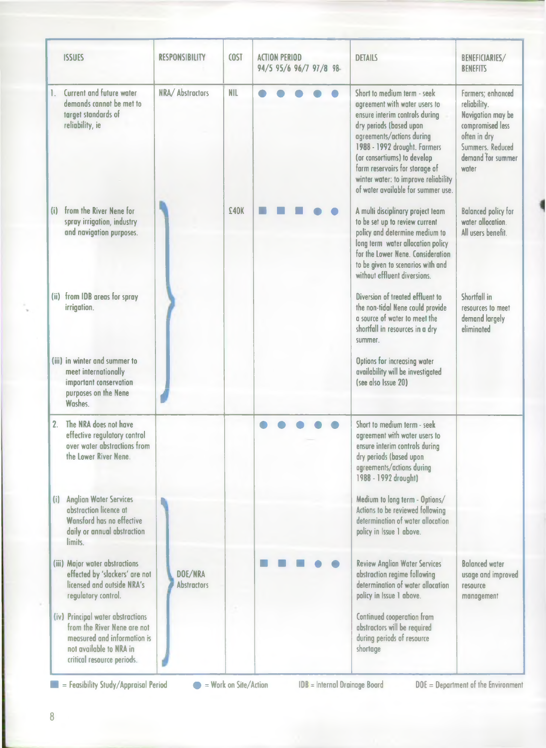| ISSUES | RESPONSIBILITY | COST | ACTION PERIOD 94/5 95/6 96/7 97/8 98- | DETAILS | BENEFICIARIES/ BENEFITS |
|---|---|---|---|---|---|
| 1. Current and future water demands cannot be met to target standards of reliability, ie | NRA/ Abstractors | NIL | ● ● ● ● ● | Short to medium term - seek agreement with water users to ensure interim controls during dry periods (based upon agreements/actions during 1988 - 1992 drought. Farmers (or consortiums) to develop farm reservoirs for storage of winter water: to improve reliability of water available for summer use. | Farmers; enhanced reliability. Navigation may be compromised less often in dry Summers. Reduced demand for summer water |
| (i) from the River Nene for spray irrigation, industry and navigation purposes. | | £40K | ■ ■ ■ ● ● | A multi disciplinary project team to be set up to review current policy and determine medium to long term water allocation policy for the Lower Nene. Consideration to be given to scenarios with and without effluent diversions. | Balanced policy for water allocation. All users benefit. |
| (ii) from IDB areas for spray irrigation. | | | | Diversion of treated effluent to the non-tidal Nene could provide a source of water to meet the shortfall in resources in a dry summer. | Shortfall in resources to meet demand largely eliminated |
| (iii) in winter and summer to meet internationally important conservation purposes on the Nene Washes. | | | | Options for increasing water availability will be investigated (see also Issue 20) | |
| 2. The NRA does not have effective regulatory control over water abstractions from the Lower River Nene. | | | ● ● ● ● ● | Short to medium term - seek agreement with water users to ensure interim controls during dry periods (based upon agreements/actions during 1988 - 1992 drought) | |
| (i) Anglian Water Services abstraction licence at Wansford has no effective daily or annual abstraction limits. | | | | Medium to long term - Options/ Actions to be reviewed following determination of water allocation policy in Issue 1 above. | |
| (iii) Major water abstractions effected by 'slackers' are not licensed and outside NRA's regulatory control. | DOE/NRA Abstractors | | ■ ■ ■ ● ● | Review Anglian Water Services abstraction regime following determination of water allocation policy in Issue 1 above. | Balanced water usage and improved resource management |
| (iv) Principal water abstractions from the River Nene are not measured and information is not available to NRA in critical resource periods. | | | | Continued cooperation from abstractors will be required during periods of resource shortage | |

■ = Feasibility Study/Appraisal Period ● = Work on Site/Action IDB = Internal Drainage Board DOE = Department of the Environment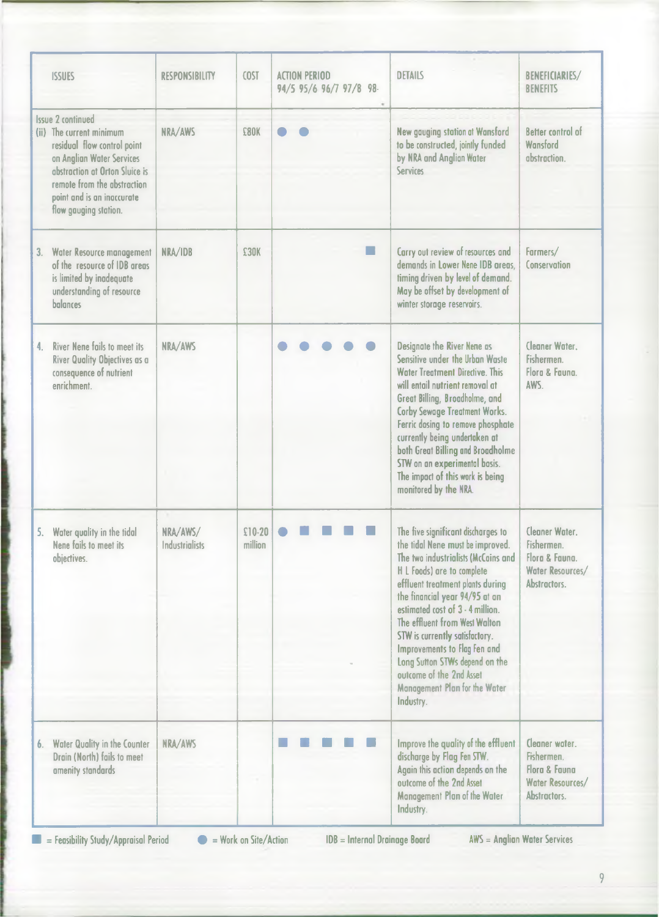| ISSUES | RESPONSIBILITY | COST | ACTION PERIOD | | | | | DETAILS | BENEFICIARIES/ BENEFITS |
|---|---|---|---|---|---|---|---|---|---|
| | | | 94/5 | 95/6 | 96/7 | 97/8 | 98- | | |
| Issue 2 continued (ii) The current minimum residual flow control point on Anglian Water Services abstraction at Orton Sluice is remote from the abstraction point and is an inaccurate flow gauging station. | NRA/AWS | £80K | ● | ● | | | | New gauging station at Wansford to be constructed, jointly funded by NRA and Anglian Water Services | Better control of Wansford abstraction. |
| 3. Water Resource management of the resource of IDB areas is limited by inadequate understanding of resource balances | NRA/IDB | £30K | | | | | ■ | Carry out review of resources and demands in Lower Nene IDB areas, timing driven by level of demand. May be offset by development of winter storage reservoirs. | Farmers/ Conservation |
| 4. River Nene fails to meet its River Quality Objectives as a consequence of nutrient enrichment. | NRA/AWS | | ● | ● | ● | ● | ● | Designate the River Nene as Sensitive under the Urban Waste Water Treatment Directive. This will entail nutrient removal at Great Billing, Broadholme, and Corby Sewage Treatment Works. Ferric dosing to remove phosphate currently being undertaken at both Great Billing and Broadholme STW on an experimental basis. The impact of this work is being monitored by the NRA. | Cleaner Water. Fishermen. Flora & Fauna. AWS. |
| 5. Water quality in the tidal Nene fails to meet its objectives. | NRA/AWS/ Industrialists | £10-20 million | ● | ■ | ■ | ■ | ■ | The five significant discharges to the tidal Nene must be improved. The two industrialists (McCains and H L Foods) are to complete effluent treatment plants during the financial year 94/95 at an estimated cost of 3 - 4 million. The effluent from West Walton STW is currently satisfactory. Improvements to Flag Fen and Long Sutton STWs depend on the outcome of the 2nd Asset Management Plan for the Water Industry. | Cleaner Water. Fishermen. Flora & Fauna. Water Resources/ Abstractors. |
| 6. Water Quality in the Counter Drain (North) fails to meet amenity standards | NRA/AWS | | ■ | ■ | ■ | ■ | ■ | Improve the quality of the effluent discharge by Flag Fen STW. Again this action depends on the outcome of the 2nd Asset Management Plan of the Water Industry. | Cleaner water. Fishermen. Flora & Fauna Water Resources/ Abstractors. |

■ = Feasibility Study/Appraisal Period ● = Work on Site/Action IDB = Internal Drainage Board AWS = Anglian Water Services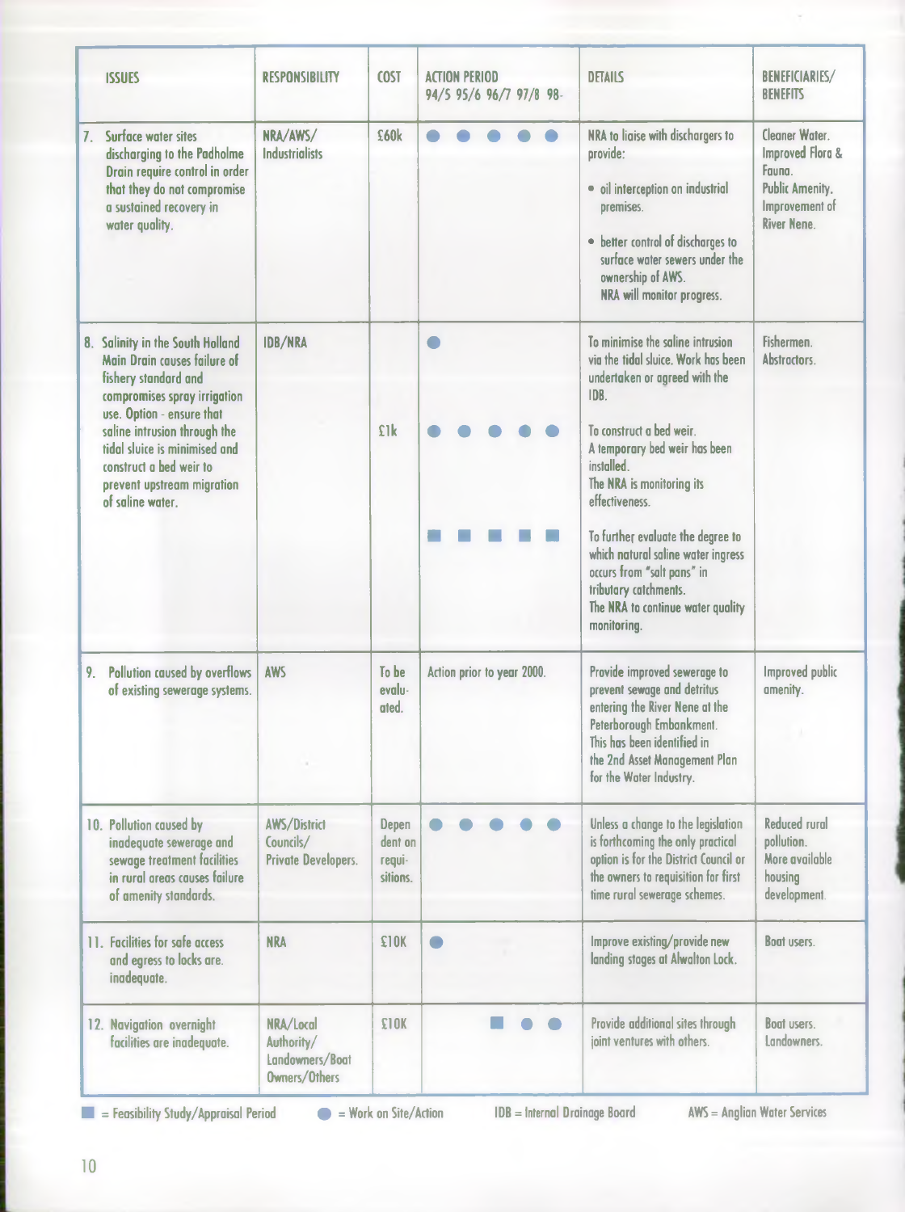| ISSUES | RESPONSIBILITY | COST | ACTION PERIOD 94/5 95/6 96/7 97/8 98- | DETAILS | BENEFICIARIES/ BENEFITS |
|---|---|---|---|---|---|
| 7. Surface water sites discharging to the Padholme Drain require control in order that they do not compromise a sustained recovery in water quality. | NRA/AWS/ Industrialists | £60k | ● ● ● ● ● | NRA to liaise with dischargers to provide: • oil interception on industrial premises. • better control of discharges to surface water sewers under the ownership of AWS. NRA will monitor progress. | Cleaner Water. Improved Flora & Fauna. Public Amenity. Improvement of River Nene. |
| 8. Salinity in the South Holland Main Drain causes failure of fishery standard and compromises spray irrigation use. Option - ensure that saline intrusion through the tidal sluice is minimised and construct a bed weir to prevent upstream migration of saline water. | IDB/NRA | | ● | To minimise the saline intrusion via the tidal sluice. Work has been undertaken or agreed with the IDB. | Fishermen. Abstractors. |
| | | £1k | ● ● ● ● ● | To construct a bed weir. A temporary bed weir has been installed. The NRA is monitoring its effectiveness. | |
| | | | ■ ■ ■ ■ ■ | To further evaluate the degree to which natural saline water ingress occurs from "salt pans" in tributary catchments. The NRA to continue water quality monitoring. | |
| 9. Pollution caused by overflows of existing sewerage systems. | AWS | To be evaluated. | Action prior to year 2000. | Provide improved sewerage to prevent sewage and detritus entering the River Nene at the Peterborough Embankment. This has been identified in the 2nd Asset Management Plan for the Water Industry. | Improved public amenity. |
| 10. Pollution caused by inadequate sewerage and sewage treatment facilities in rural areas causes failure of amenity standards. | AWS/District Councils/ Private Developers. | Dependent on requisitions. | ● ● ● ● ● | Unless a change to the legislation is forthcoming the only practical option is for the District Council or the owners to requisition for first time rural sewerage schemes. | Reduced rural pollution. More available housing development. |
| 11. Facilities for safe access and egress to locks are inadequate. | NRA | £10K | ● | Improve existing/provide new landing stages at Alwalton Lock. | Boat users. |
| 12. Navigation overnight facilities are inadequate. | NRA/Local Authority/ Landowners/Boat Owners/Others | £10K | ■ ● ● (96/7, 97/8, 98-) | Provide additional sites through joint ventures with others. | Boat users. Landowners. |

■ = Feasibility Study/Appraisal Period ● = Work on Site/Action IDB = Internal Drainage Board AWS = Anglian Water Services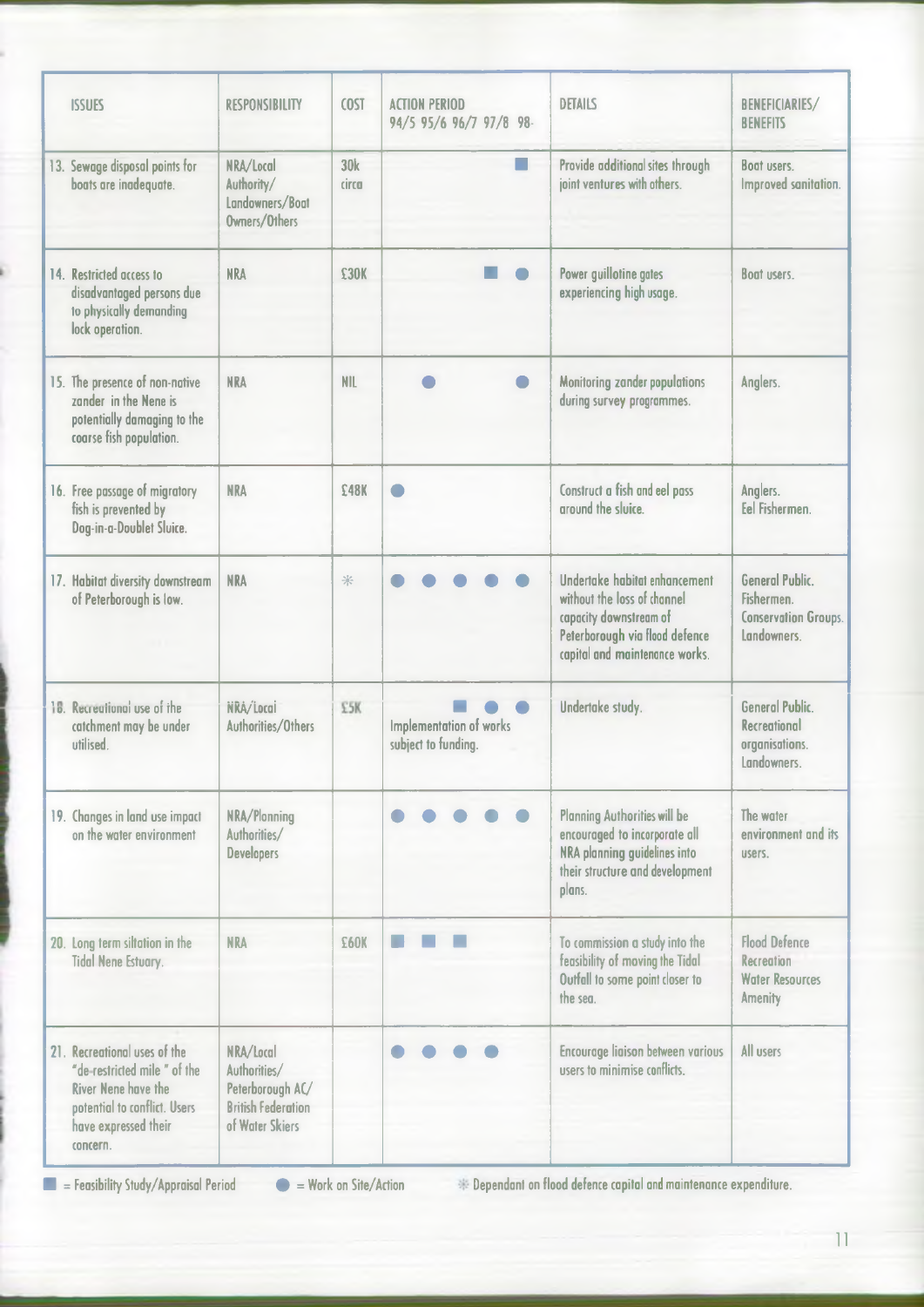| ISSUES | RESPONSIBILITY | COST | ACTION PERIOD 94/5 | 95/6 | 96/7 | 97/8 | 98- | DETAILS | BENEFICIARIES/ BENEFITS |
|---|---|---|---|---|---|---|---|---|---|
| 13. Sewage disposal points for boats are inadequate. | NRA/Local Authority/ Landowners/Boat Owners/Others | 30k circa | | | | | ■ | Provide additional sites through joint ventures with others. | Boat users. Improved sanitation. |
| 14. Restricted access to disadvantaged persons due to physically demanding lock operation. | NRA | £30K | | | | ■ | ● | Power guillotine gates experiencing high usage. | Boat users. |
| 15. The presence of non-native zander in the Nene is potentially damaging to the coarse fish population. | NRA | NIL | | ● | | | ● | Monitoring zander populations during survey programmes. | Anglers. |
| 16. Free passage of migratory fish is prevented by Dog-in-a-Doublet Sluice. | NRA | £48K | ● | | | | | Construct a fish and eel pass around the sluice. | Anglers. Eel Fishermen. |
| 17. Habitat diversity downstream of Peterborough is low. | NRA | * | ● | ● | ● | ● | ● | Undertake habitat enhancement without the loss of channel capacity downstream of Peterborough via flood defence capital and maintenance works. | General Public. Fishermen. Conservation Groups. Landowners. |
| 18. Recreational use of the catchment may be under utilised. | NRA/Local Authorities/Others | £5K | Implementation of works subject to funding. | | ■ | ● | ● | Undertake study. | General Public. Recreational organisations. Landowners. |
| 19. Changes in land use impact on the water environment | NRA/Planning Authorities/ Developers | | ● | ● | ● | ● | ● | Planning Authorities will be encouraged to incorporate all NRA planning guidelines into their structure and development plans. | The water environment and its users. |
| 20. Long term siltation in the Tidal Nene Estuary. | NRA | £60K | ■ | ■ | ■ | | | To commission a study into the feasibility of moving the Tidal Outfall to some point closer to the sea. | Flood Defence Recreation Water Resources Amenity |
| 21. Recreational uses of the "de-restricted mile" of the River Nene have the potential to conflict. Users have expressed their concern. | NRA/Local Authorities/ Peterborough AC/ British Federation of Water Skiers | | ● | ● | ● | ● | | Encourage liaison between various users to minimise conflicts. | All users |

■ = Feasibility Study/Appraisal Period ● = Work on Site/Action * Dependant on flood defence capital and maintenance expenditure.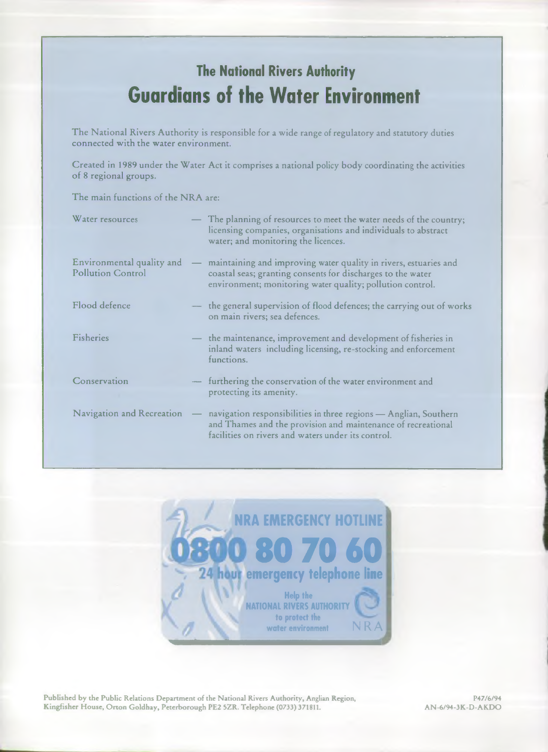## The National Rivers Authority

# Guardians of the Water Environment

The National Rivers Authority is responsible for a wide range of regulatory and statutory duties connected with the water environment.

Created in 1989 under the Water Act it comprises a national policy body coordinating the activities of 8 regional groups.

The main functions of the NRA are:

| | | |
|---|---|---|
| Water resources | — | The planning of resources to meet the water needs of the country; licensing companies, organisations and individuals to abstract water; and monitoring the licences. |
| Environmental quality and Pollution Control | — | maintaining and improving water quality in rivers, estuaries and coastal seas; granting consents for discharges to the water environment; monitoring water quality; pollution control. |
| Flood defence | — | the general supervision of flood defences; the carrying out of works on main rivers; sea defences. |
| Fisheries | — | the maintenance, improvement and development of fisheries in inland waters including licensing, re-stocking and enforcement functions. |
| Conservation | — | furthering the conservation of the water environment and protecting its amenity. |
| Navigation and Recreation | — | navigation responsibilities in three regions — Anglian, Southern and Thames and the provision and maintenance of recreational facilities on rivers and waters under its control. |

**NRA EMERGENCY HOTLINE**

**0800 80 70 60**

**24 hour emergency telephone line**

Help the NATIONAL RIVERS AUTHORITY to protect the water environment

NRA

Published by the Public Relations Department of the National Rivers Authority, Anglian Region, Kingfisher House, Orton Goldhay, Peterborough PE2 5ZR. Telephone (0733) 371811.

P47/6/94
AN-6/94-3K-D-AKDO